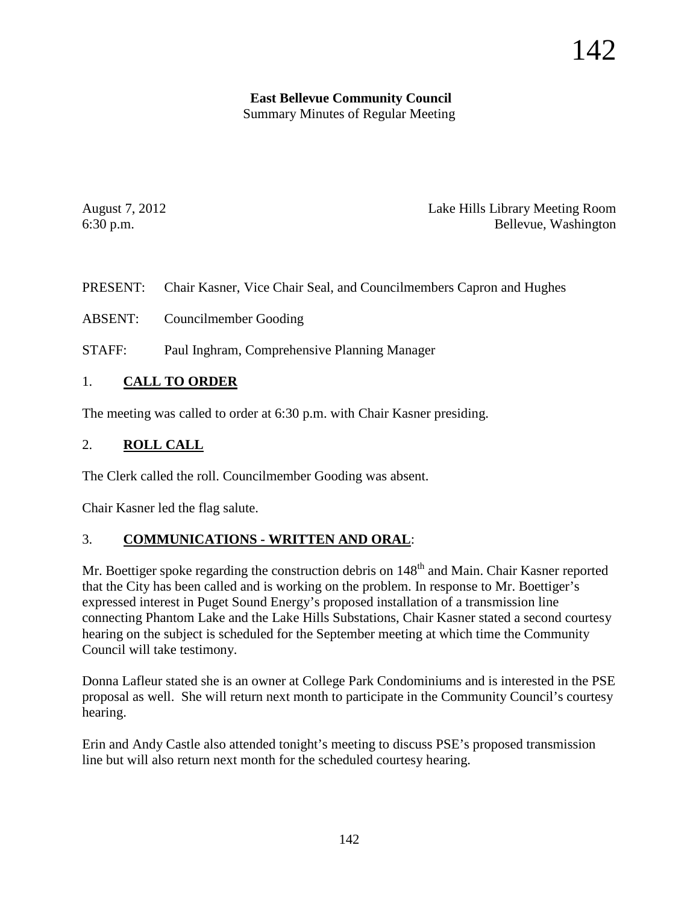**East Bellevue Community Council**
Summary Minutes of Regular Meeting

August 7, 2012
6:30 p.m.

Lake Hills Library Meeting Room
Bellevue, Washington

PRESENT: Chair Kasner, Vice Chair Seal, and Councilmembers Capron and Hughes

ABSENT: Councilmember Gooding

STAFF: Paul Inghram, Comprehensive Planning Manager

## 1. **CALL TO ORDER**

The meeting was called to order at 6:30 p.m. with Chair Kasner presiding.

## 2. **ROLL CALL**

The Clerk called the roll. Councilmember Gooding was absent.

Chair Kasner led the flag salute.

## 3. **COMMUNICATIONS - WRITTEN AND ORAL**:

Mr. Boettiger spoke regarding the construction debris on 148th and Main. Chair Kasner reported that the City has been called and is working on the problem. In response to Mr. Boettiger's expressed interest in Puget Sound Energy's proposed installation of a transmission line connecting Phantom Lake and the Lake Hills Substations, Chair Kasner stated a second courtesy hearing on the subject is scheduled for the September meeting at which time the Community Council will take testimony.

Donna Lafleur stated she is an owner at College Park Condominiums and is interested in the PSE proposal as well. She will return next month to participate in the Community Council's courtesy hearing.

Erin and Andy Castle also attended tonight's meeting to discuss PSE's proposed transmission line but will also return next month for the scheduled courtesy hearing.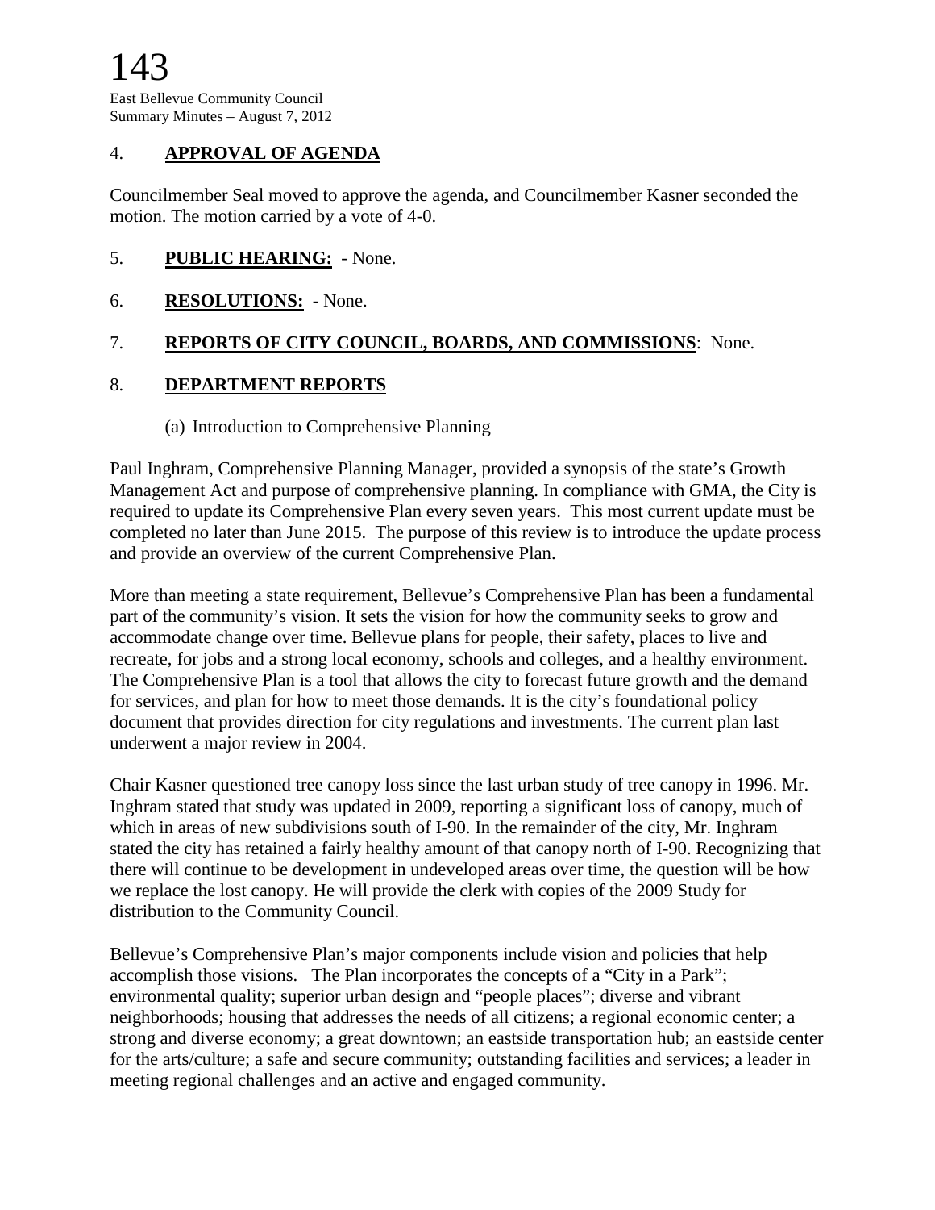## 4. **APPROVAL OF AGENDA**

Councilmember Seal moved to approve the agenda, and Councilmember Kasner seconded the motion. The motion carried by a vote of 4-0.

## 5. **PUBLIC HEARING:** - None.

## 6. **RESOLUTIONS:** - None.

## 7. **REPORTS OF CITY COUNCIL, BOARDS, AND COMMISSIONS**: None.

## 8. **DEPARTMENT REPORTS**

(a) Introduction to Comprehensive Planning

Paul Inghram, Comprehensive Planning Manager, provided a synopsis of the state's Growth Management Act and purpose of comprehensive planning. In compliance with GMA, the City is required to update its Comprehensive Plan every seven years. This most current update must be completed no later than June 2015. The purpose of this review is to introduce the update process and provide an overview of the current Comprehensive Plan.

More than meeting a state requirement, Bellevue's Comprehensive Plan has been a fundamental part of the community's vision. It sets the vision for how the community seeks to grow and accommodate change over time. Bellevue plans for people, their safety, places to live and recreate, for jobs and a strong local economy, schools and colleges, and a healthy environment. The Comprehensive Plan is a tool that allows the city to forecast future growth and the demand for services, and plan for how to meet those demands. It is the city's foundational policy document that provides direction for city regulations and investments. The current plan last underwent a major review in 2004.

Chair Kasner questioned tree canopy loss since the last urban study of tree canopy in 1996. Mr. Inghram stated that study was updated in 2009, reporting a significant loss of canopy, much of which in areas of new subdivisions south of I-90. In the remainder of the city, Mr. Inghram stated the city has retained a fairly healthy amount of that canopy north of I-90. Recognizing that there will continue to be development in undeveloped areas over time, the question will be how we replace the lost canopy. He will provide the clerk with copies of the 2009 Study for distribution to the Community Council.

Bellevue's Comprehensive Plan's major components include vision and policies that help accomplish those visions. The Plan incorporates the concepts of a "City in a Park"; environmental quality; superior urban design and "people places"; diverse and vibrant neighborhoods; housing that addresses the needs of all citizens; a regional economic center; a strong and diverse economy; a great downtown; an eastside transportation hub; an eastside center for the arts/culture; a safe and secure community; outstanding facilities and services; a leader in meeting regional challenges and an active and engaged community.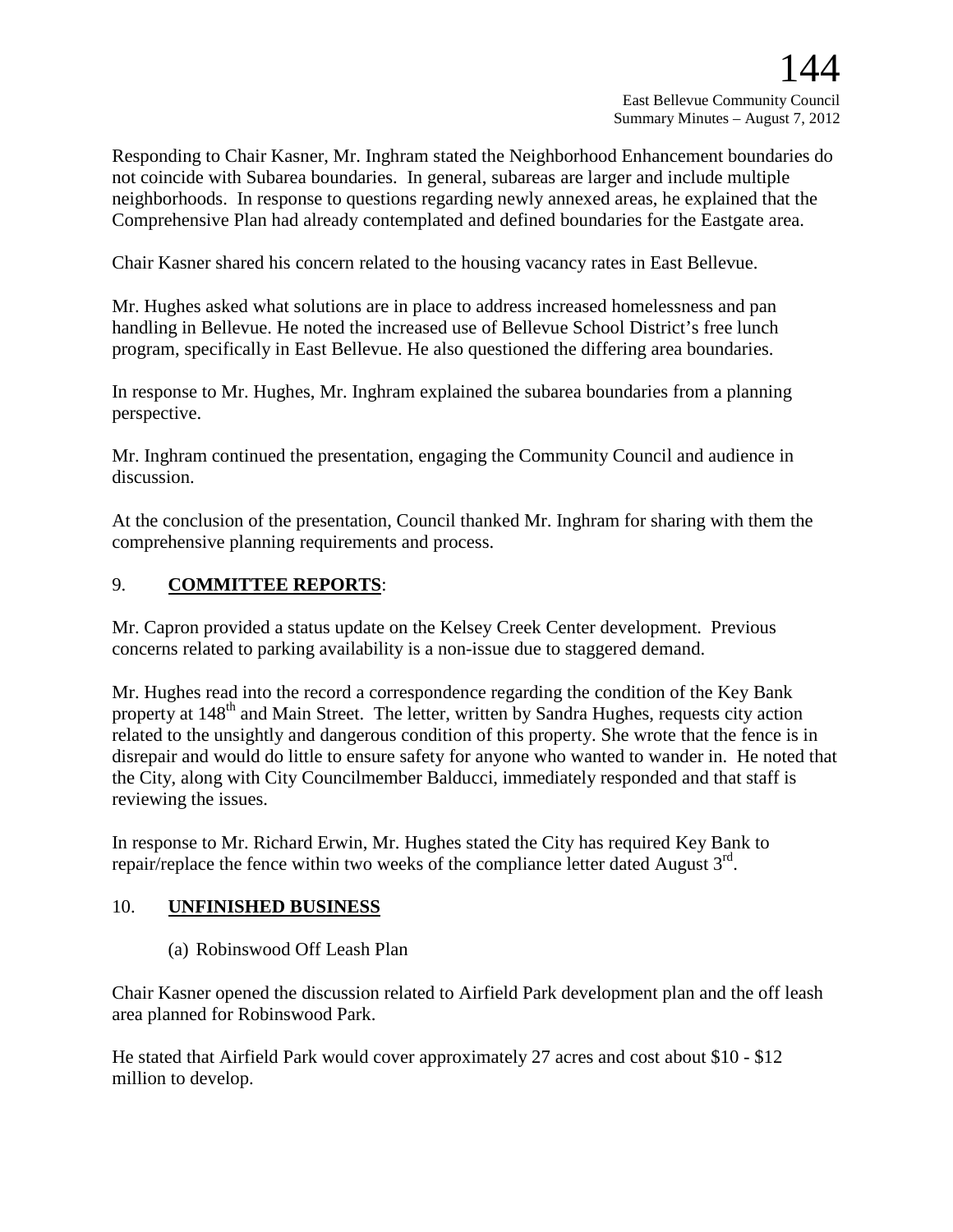Responding to Chair Kasner, Mr. Inghram stated the Neighborhood Enhancement boundaries do not coincide with Subarea boundaries. In general, subareas are larger and include multiple neighborhoods. In response to questions regarding newly annexed areas, he explained that the Comprehensive Plan had already contemplated and defined boundaries for the Eastgate area.

Chair Kasner shared his concern related to the housing vacancy rates in East Bellevue.

Mr. Hughes asked what solutions are in place to address increased homelessness and pan handling in Bellevue. He noted the increased use of Bellevue School District's free lunch program, specifically in East Bellevue. He also questioned the differing area boundaries.

In response to Mr. Hughes, Mr. Inghram explained the subarea boundaries from a planning perspective.

Mr. Inghram continued the presentation, engaging the Community Council and audience in discussion.

At the conclusion of the presentation, Council thanked Mr. Inghram for sharing with them the comprehensive planning requirements and process.

## 9. **COMMITTEE REPORTS**:

Mr. Capron provided a status update on the Kelsey Creek Center development. Previous concerns related to parking availability is a non-issue due to staggered demand.

Mr. Hughes read into the record a correspondence regarding the condition of the Key Bank property at 148th and Main Street. The letter, written by Sandra Hughes, requests city action related to the unsightly and dangerous condition of this property. She wrote that the fence is in disrepair and would do little to ensure safety for anyone who wanted to wander in. He noted that the City, along with City Councilmember Balducci, immediately responded and that staff is reviewing the issues.

In response to Mr. Richard Erwin, Mr. Hughes stated the City has required Key Bank to repair/replace the fence within two weeks of the compliance letter dated August 3rd.

## 10. **UNFINISHED BUSINESS**

(a) Robinswood Off Leash Plan

Chair Kasner opened the discussion related to Airfield Park development plan and the off leash area planned for Robinswood Park.

He stated that Airfield Park would cover approximately 27 acres and cost about $10 - $12 million to develop.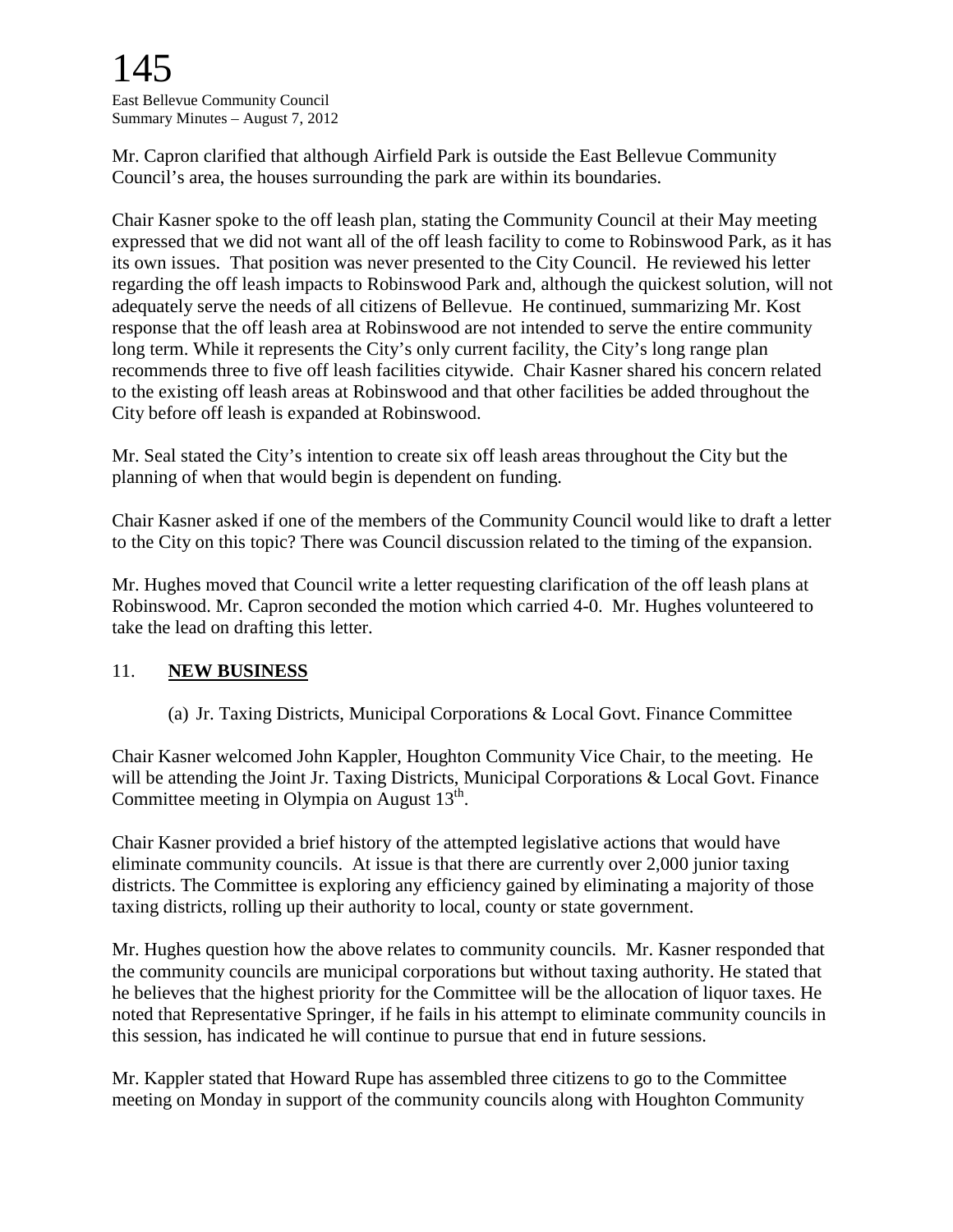Mr. Capron clarified that although Airfield Park is outside the East Bellevue Community Council's area, the houses surrounding the park are within its boundaries.

Chair Kasner spoke to the off leash plan, stating the Community Council at their May meeting expressed that we did not want all of the off leash facility to come to Robinswood Park, as it has its own issues. That position was never presented to the City Council. He reviewed his letter regarding the off leash impacts to Robinswood Park and, although the quickest solution, will not adequately serve the needs of all citizens of Bellevue. He continued, summarizing Mr. Kost response that the off leash area at Robinswood are not intended to serve the entire community long term. While it represents the City's only current facility, the City's long range plan recommends three to five off leash facilities citywide. Chair Kasner shared his concern related to the existing off leash areas at Robinswood and that other facilities be added throughout the City before off leash is expanded at Robinswood.

Mr. Seal stated the City's intention to create six off leash areas throughout the City but the planning of when that would begin is dependent on funding.

Chair Kasner asked if one of the members of the Community Council would like to draft a letter to the City on this topic? There was Council discussion related to the timing of the expansion.

Mr. Hughes moved that Council write a letter requesting clarification of the off leash plans at Robinswood. Mr. Capron seconded the motion which carried 4-0. Mr. Hughes volunteered to take the lead on drafting this letter.

## 11. **NEW BUSINESS**

(a) Jr. Taxing Districts, Municipal Corporations & Local Govt. Finance Committee

Chair Kasner welcomed John Kappler, Houghton Community Vice Chair, to the meeting. He will be attending the Joint Jr. Taxing Districts, Municipal Corporations & Local Govt. Finance Committee meeting in Olympia on August 13th.

Chair Kasner provided a brief history of the attempted legislative actions that would have eliminate community councils. At issue is that there are currently over 2,000 junior taxing districts. The Committee is exploring any efficiency gained by eliminating a majority of those taxing districts, rolling up their authority to local, county or state government.

Mr. Hughes question how the above relates to community councils. Mr. Kasner responded that the community councils are municipal corporations but without taxing authority. He stated that he believes that the highest priority for the Committee will be the allocation of liquor taxes. He noted that Representative Springer, if he fails in his attempt to eliminate community councils in this session, has indicated he will continue to pursue that end in future sessions.

Mr. Kappler stated that Howard Rupe has assembled three citizens to go to the Committee meeting on Monday in support of the community councils along with Houghton Community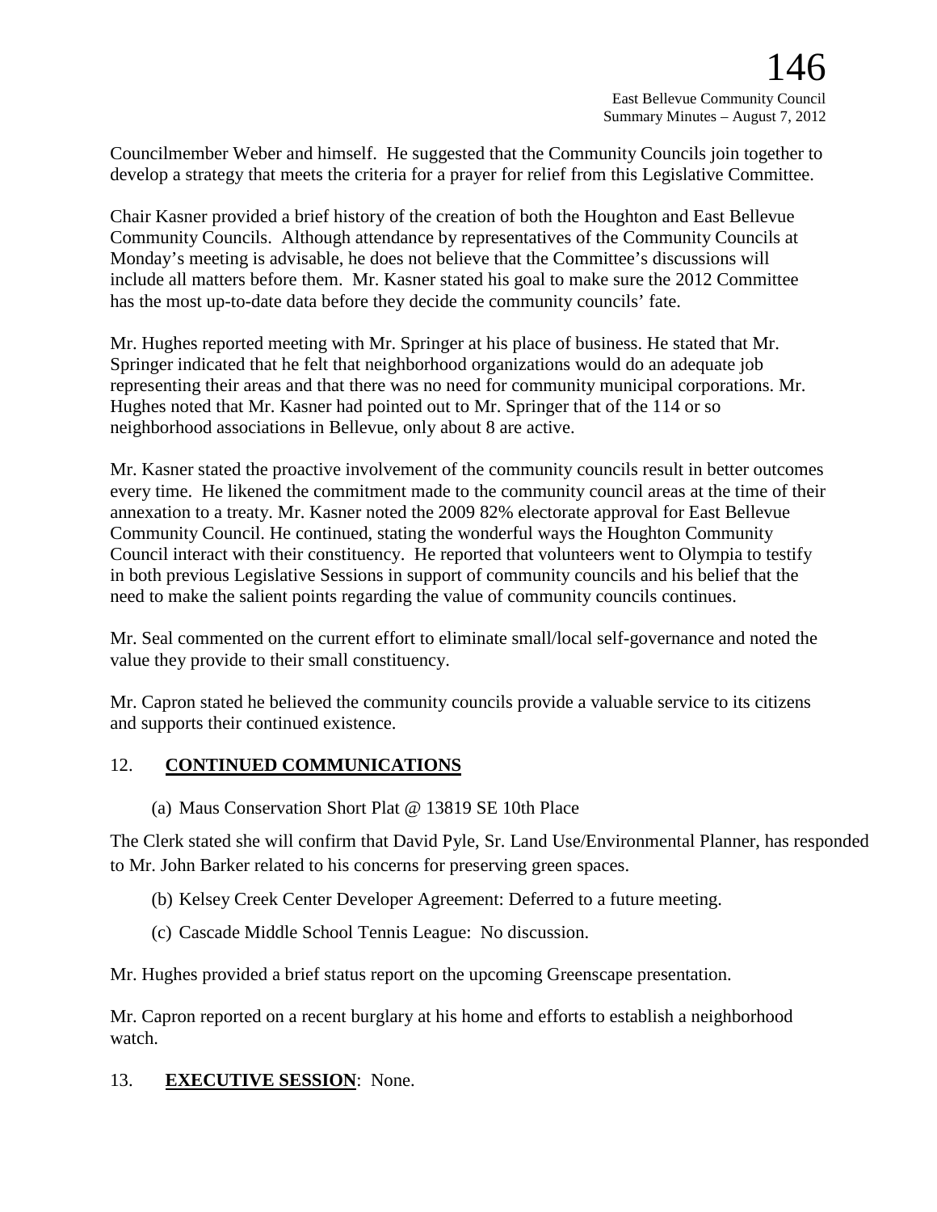Councilmember Weber and himself. He suggested that the Community Councils join together to develop a strategy that meets the criteria for a prayer for relief from this Legislative Committee.

Chair Kasner provided a brief history of the creation of both the Houghton and East Bellevue Community Councils. Although attendance by representatives of the Community Councils at Monday's meeting is advisable, he does not believe that the Committee's discussions will include all matters before them. Mr. Kasner stated his goal to make sure the 2012 Committee has the most up-to-date data before they decide the community councils' fate.

Mr. Hughes reported meeting with Mr. Springer at his place of business. He stated that Mr. Springer indicated that he felt that neighborhood organizations would do an adequate job representing their areas and that there was no need for community municipal corporations. Mr. Hughes noted that Mr. Kasner had pointed out to Mr. Springer that of the 114 or so neighborhood associations in Bellevue, only about 8 are active.

Mr. Kasner stated the proactive involvement of the community councils result in better outcomes every time. He likened the commitment made to the community council areas at the time of their annexation to a treaty. Mr. Kasner noted the 2009 82% electorate approval for East Bellevue Community Council. He continued, stating the wonderful ways the Houghton Community Council interact with their constituency. He reported that volunteers went to Olympia to testify in both previous Legislative Sessions in support of community councils and his belief that the need to make the salient points regarding the value of community councils continues.

Mr. Seal commented on the current effort to eliminate small/local self-governance and noted the value they provide to their small constituency.

Mr. Capron stated he believed the community councils provide a valuable service to its citizens and supports their continued existence.

## 12. **CONTINUED COMMUNICATIONS**

(a) Maus Conservation Short Plat @ 13819 SE 10th Place

The Clerk stated she will confirm that David Pyle, Sr. Land Use/Environmental Planner, has responded to Mr. John Barker related to his concerns for preserving green spaces.

(b) Kelsey Creek Center Developer Agreement: Deferred to a future meeting.

(c) Cascade Middle School Tennis League: No discussion.

Mr. Hughes provided a brief status report on the upcoming Greenscape presentation.

Mr. Capron reported on a recent burglary at his home and efforts to establish a neighborhood watch.

## 13. **EXECUTIVE SESSION**: None.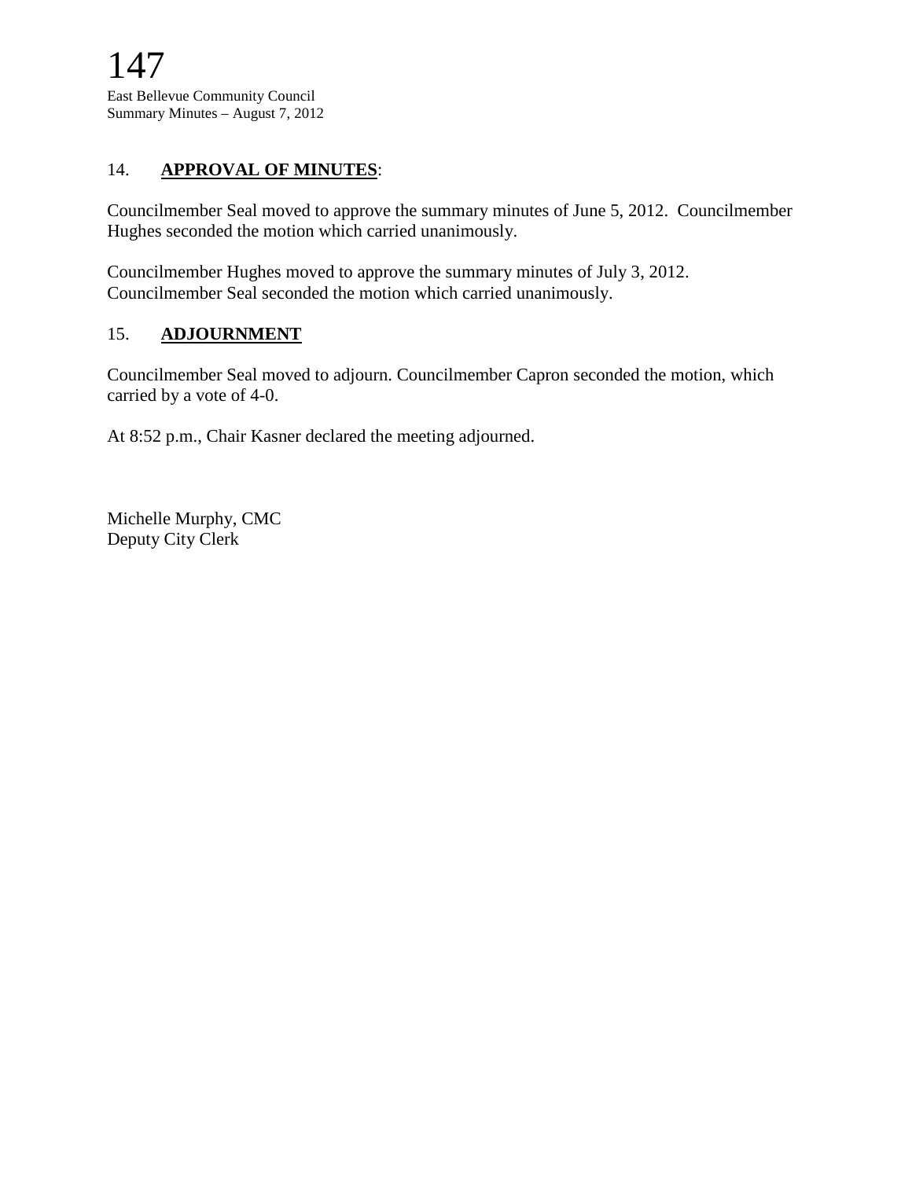## 14. **APPROVAL OF MINUTES**:

Councilmember Seal moved to approve the summary minutes of June 5, 2012. Councilmember Hughes seconded the motion which carried unanimously.

Councilmember Hughes moved to approve the summary minutes of July 3, 2012. Councilmember Seal seconded the motion which carried unanimously.

## 15. **ADJOURNMENT**

Councilmember Seal moved to adjourn. Councilmember Capron seconded the motion, which carried by a vote of 4-0.

At 8:52 p.m., Chair Kasner declared the meeting adjourned.

Michelle Murphy, CMC
Deputy City Clerk